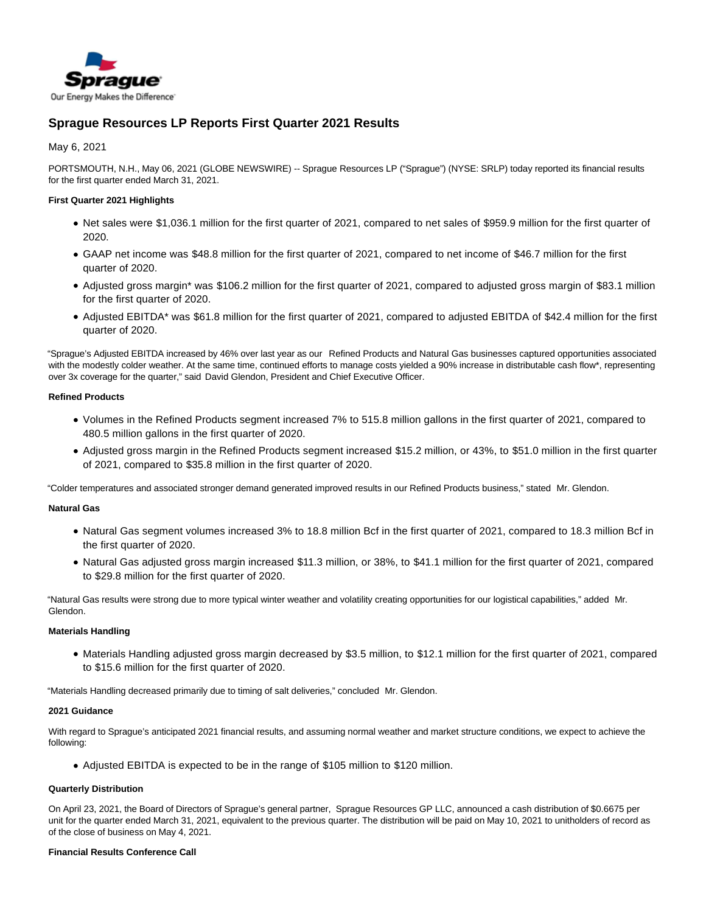Sprague

Our Energy Makes the Difference

# Sprague Resources LP Reports First Quarter 2021 Results

May 6, 2021

PORTSMOUTH, N.H., May 06, 2021 (GLOBE NEWSWIRE) -- Sprague Resources LP ("Sprague") (NYSE: SRLP) today reported its financial results for the first quarter ended March 31, 2021.

**First Quarter 2021 Highlights**

- Net sales were $1,036.1 million for the first quarter of 2021, compared to net sales of $959.9 million for the first quarter of 2020.
- GAAP net income was $48.8 million for the first quarter of 2021, compared to net income of $46.7 million for the first quarter of 2020.
- Adjusted gross margin* was $106.2 million for the first quarter of 2021, compared to adjusted gross margin of $83.1 million for the first quarter of 2020.
- Adjusted EBITDA* was $61.8 million for the first quarter of 2021, compared to adjusted EBITDA of $42.4 million for the first quarter of 2020.

"Sprague's Adjusted EBITDA increased by 46% over last year as our Refined Products and Natural Gas businesses captured opportunities associated with the modestly colder weather. At the same time, continued efforts to manage costs yielded a 90% increase in distributable cash flow*, representing over 3x coverage for the quarter," said David Glendon, President and Chief Executive Officer.

**Refined Products**

- Volumes in the Refined Products segment increased 7% to 515.8 million gallons in the first quarter of 2021, compared to 480.5 million gallons in the first quarter of 2020.
- Adjusted gross margin in the Refined Products segment increased $15.2 million, or 43%, to $51.0 million in the first quarter of 2021, compared to $35.8 million in the first quarter of 2020.

"Colder temperatures and associated stronger demand generated improved results in our Refined Products business," stated Mr. Glendon.

**Natural Gas**

- Natural Gas segment volumes increased 3% to 18.8 million Bcf in the first quarter of 2021, compared to 18.3 million Bcf in the first quarter of 2020.
- Natural Gas adjusted gross margin increased $11.3 million, or 38%, to $41.1 million for the first quarter of 2021, compared to $29.8 million for the first quarter of 2020.

"Natural Gas results were strong due to more typical winter weather and volatility creating opportunities for our logistical capabilities," added Mr. Glendon.

**Materials Handling**

- Materials Handling adjusted gross margin decreased by $3.5 million, to $12.1 million for the first quarter of 2021, compared to $15.6 million for the first quarter of 2020.

"Materials Handling decreased primarily due to timing of salt deliveries," concluded Mr. Glendon.

**2021 Guidance**

With regard to Sprague's anticipated 2021 financial results, and assuming normal weather and market structure conditions, we expect to achieve the following:

- Adjusted EBITDA is expected to be in the range of $105 million to $120 million.

**Quarterly Distribution**

On April 23, 2021, the Board of Directors of Sprague's general partner, Sprague Resources GP LLC, announced a cash distribution of $0.6675 per unit for the quarter ended March 31, 2021, equivalent to the previous quarter. The distribution will be paid on May 10, 2021 to unitholders of record as of the close of business on May 4, 2021.

**Financial Results Conference Call**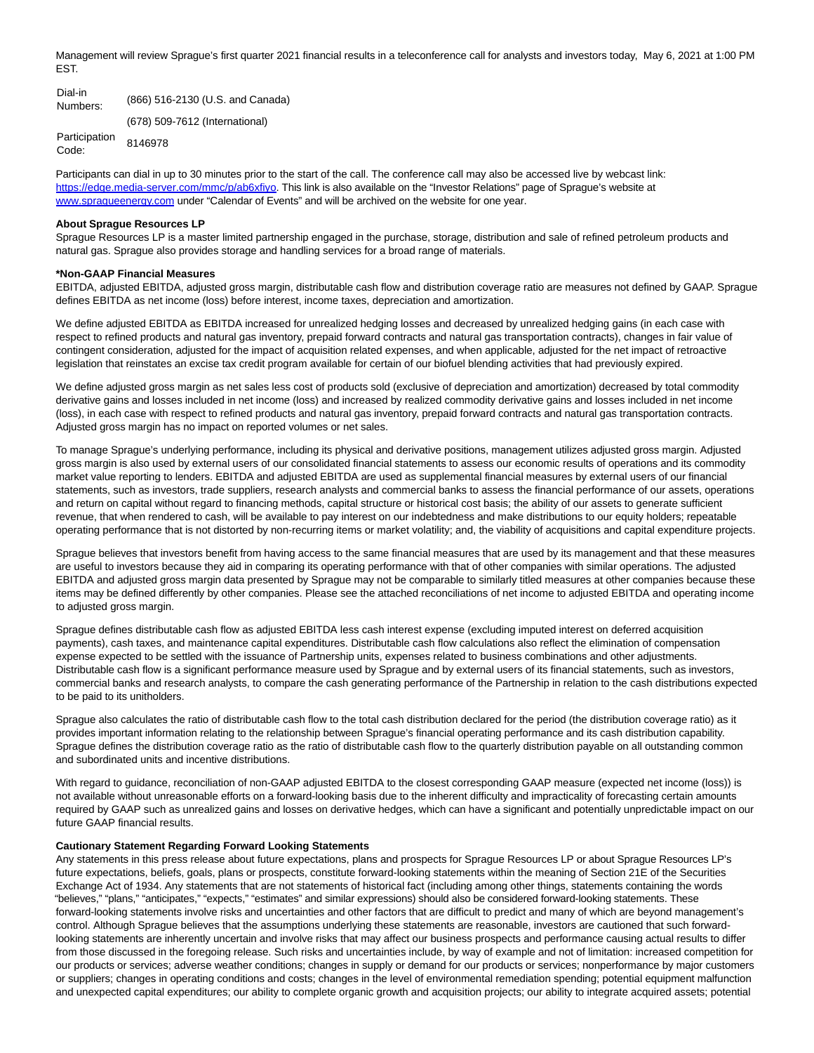Management will review Sprague's first quarter 2021 financial results in a teleconference call for analysts and investors today, May 6, 2021 at 1:00 PM EST.

| Dial-in Numbers: | (866) 516-2130 (U.S. and Canada) |
| --- | --- |
| | (678) 509-7612 (International) |
| Participation Code: | 8146978 |

Participants can dial in up to 30 minutes prior to the start of the call. The conference call may also be accessed live by webcast link: https://edge.media-server.com/mmc/p/ab6xfiyo. This link is also available on the "Investor Relations" page of Sprague's website at www.spragueenergy.com under "Calendar of Events" and will be archived on the website for one year.

**About Sprague Resources LP**

Sprague Resources LP is a master limited partnership engaged in the purchase, storage, distribution and sale of refined petroleum products and natural gas. Sprague also provides storage and handling services for a broad range of materials.

**\*Non-GAAP Financial Measures**

EBITDA, adjusted EBITDA, adjusted gross margin, distributable cash flow and distribution coverage ratio are measures not defined by GAAP. Sprague defines EBITDA as net income (loss) before interest, income taxes, depreciation and amortization.

We define adjusted EBITDA as EBITDA increased for unrealized hedging losses and decreased by unrealized hedging gains (in each case with respect to refined products and natural gas inventory, prepaid forward contracts and natural gas transportation contracts), changes in fair value of contingent consideration, adjusted for the impact of acquisition related expenses, and when applicable, adjusted for the net impact of retroactive legislation that reinstates an excise tax credit program available for certain of our biofuel blending activities that had previously expired.

We define adjusted gross margin as net sales less cost of products sold (exclusive of depreciation and amortization) decreased by total commodity derivative gains and losses included in net income (loss) and increased by realized commodity derivative gains and losses included in net income (loss), in each case with respect to refined products and natural gas inventory, prepaid forward contracts and natural gas transportation contracts. Adjusted gross margin has no impact on reported volumes or net sales.

To manage Sprague's underlying performance, including its physical and derivative positions, management utilizes adjusted gross margin. Adjusted gross margin is also used by external users of our consolidated financial statements to assess our economic results of operations and its commodity market value reporting to lenders. EBITDA and adjusted EBITDA are used as supplemental financial measures by external users of our financial statements, such as investors, trade suppliers, research analysts and commercial banks to assess the financial performance of our assets, operations and return on capital without regard to financing methods, capital structure or historical cost basis; the ability of our assets to generate sufficient revenue, that when rendered to cash, will be available to pay interest on our indebtedness and make distributions to our equity holders; repeatable operating performance that is not distorted by non-recurring items or market volatility; and, the viability of acquisitions and capital expenditure projects.

Sprague believes that investors benefit from having access to the same financial measures that are used by its management and that these measures are useful to investors because they aid in comparing its operating performance with that of other companies with similar operations. The adjusted EBITDA and adjusted gross margin data presented by Sprague may not be comparable to similarly titled measures at other companies because these items may be defined differently by other companies. Please see the attached reconciliations of net income to adjusted EBITDA and operating income to adjusted gross margin.

Sprague defines distributable cash flow as adjusted EBITDA less cash interest expense (excluding imputed interest on deferred acquisition payments), cash taxes, and maintenance capital expenditures. Distributable cash flow calculations also reflect the elimination of compensation expense expected to be settled with the issuance of Partnership units, expenses related to business combinations and other adjustments. Distributable cash flow is a significant performance measure used by Sprague and by external users of its financial statements, such as investors, commercial banks and research analysts, to compare the cash generating performance of the Partnership in relation to the cash distributions expected to be paid to its unitholders.

Sprague also calculates the ratio of distributable cash flow to the total cash distribution declared for the period (the distribution coverage ratio) as it provides important information relating to the relationship between Sprague's financial operating performance and its cash distribution capability. Sprague defines the distribution coverage ratio as the ratio of distributable cash flow to the quarterly distribution payable on all outstanding common and subordinated units and incentive distributions.

With regard to guidance, reconciliation of non-GAAP adjusted EBITDA to the closest corresponding GAAP measure (expected net income (loss)) is not available without unreasonable efforts on a forward-looking basis due to the inherent difficulty and impracticality of forecasting certain amounts required by GAAP such as unrealized gains and losses on derivative hedges, which can have a significant and potentially unpredictable impact on our future GAAP financial results.

**Cautionary Statement Regarding Forward Looking Statements**

Any statements in this press release about future expectations, plans and prospects for Sprague Resources LP or about Sprague Resources LP's future expectations, beliefs, goals, plans or prospects, constitute forward-looking statements within the meaning of Section 21E of the Securities Exchange Act of 1934. Any statements that are not statements of historical fact (including among other things, statements containing the words "believes," "plans," "anticipates," "expects," "estimates" and similar expressions) should also be considered forward-looking statements. These forward-looking statements involve risks and uncertainties and other factors that are difficult to predict and many of which are beyond management's control. Although Sprague believes that the assumptions underlying these statements are reasonable, investors are cautioned that such forward-looking statements are inherently uncertain and involve risks that may affect our business prospects and performance causing actual results to differ from those discussed in the foregoing release. Such risks and uncertainties include, by way of example and not of limitation: increased competition for our products or services; adverse weather conditions; changes in supply or demand for our products or services; nonperformance by major customers or suppliers; changes in operating conditions and costs; changes in the level of environmental remediation spending; potential equipment malfunction and unexpected capital expenditures; our ability to complete organic growth and acquisition projects; our ability to integrate acquired assets; potential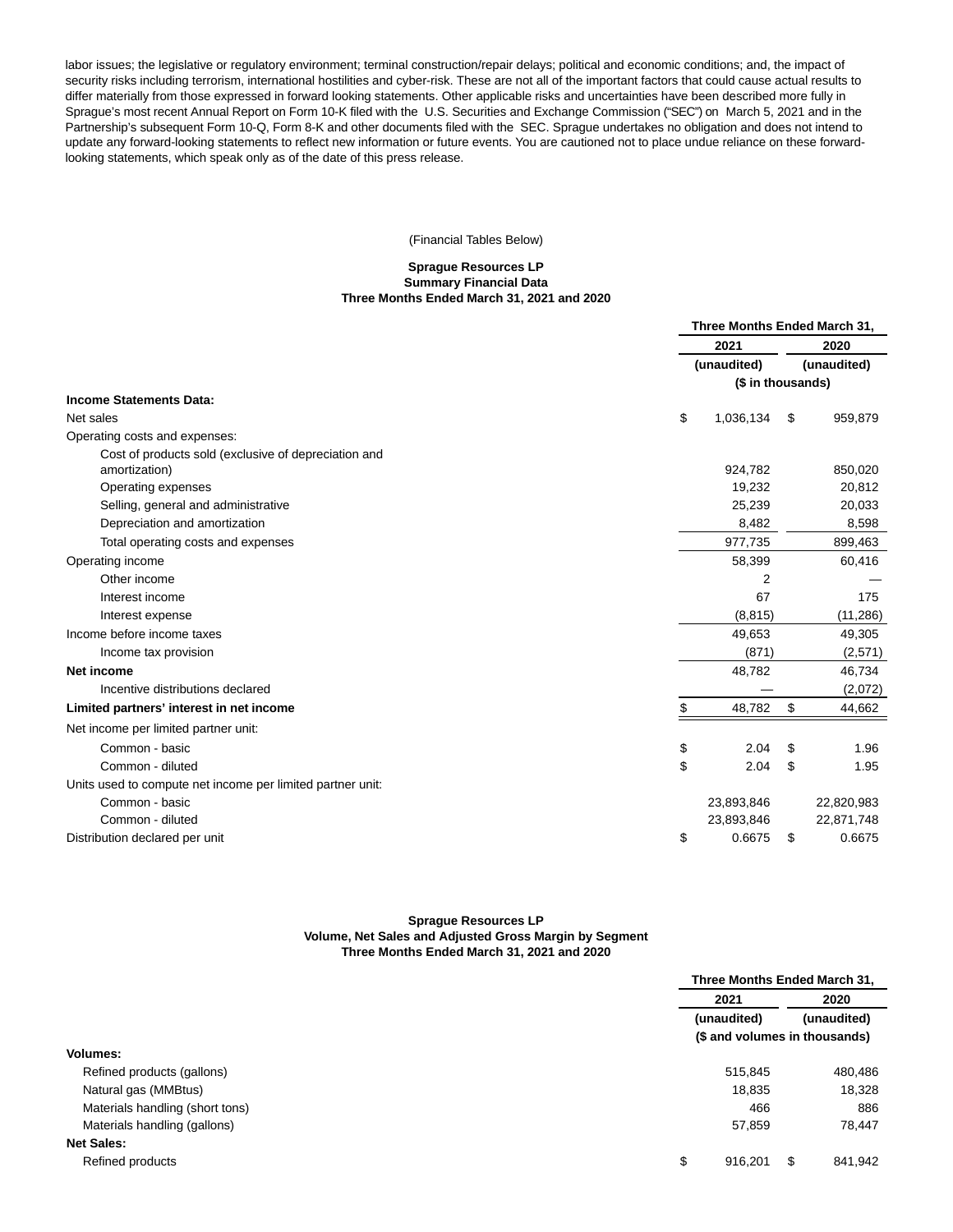labor issues; the legislative or regulatory environment; terminal construction/repair delays; political and economic conditions; and, the impact of security risks including terrorism, international hostilities and cyber-risk. These are not all of the important factors that could cause actual results to differ materially from those expressed in forward looking statements. Other applicable risks and uncertainties have been described more fully in Sprague's most recent Annual Report on Form 10-K filed with the U.S. Securities and Exchange Commission ("SEC") on March 5, 2021 and in the Partnership's subsequent Form 10-Q, Form 8-K and other documents filed with the SEC. Sprague undertakes no obligation and does not intend to update any forward-looking statements to reflect new information or future events. You are cautioned not to place undue reliance on these forward-looking statements, which speak only as of the date of this press release.

(Financial Tables Below)

**Sprague Resources LP**
**Summary Financial Data**
**Three Months Ended March 31, 2021 and 2020**

| | Three Months Ended March 31, | |
|---|---|---|
| | 2021 | 2020 |
| | (unaudited) | (unaudited) |
| | ($ in thousands) | |
| **Income Statements Data:** | | |
| Net sales | $ 1,036,134 | $ 959,879 |
| Operating costs and expenses: | | |
| Cost of products sold (exclusive of depreciation and amortization) | 924,782 | 850,020 |
| Operating expenses | 19,232 | 20,812 |
| Selling, general and administrative | 25,239 | 20,033 |
| Depreciation and amortization | 8,482 | 8,598 |
| Total operating costs and expenses | 977,735 | 899,463 |
| Operating income | 58,399 | 60,416 |
| Other income | 2 | — |
| Interest income | 67 | 175 |
| Interest expense | (8,815) | (11,286) |
| Income before income taxes | 49,653 | 49,305 |
| Income tax provision | (871) | (2,571) |
| **Net income** | 48,782 | 46,734 |
| Incentive distributions declared | — | (2,072) |
| **Limited partners' interest in net income** | $ 48,782 | $ 44,662 |
| Net income per limited partner unit: | | |
| Common - basic | $ 2.04 | $ 1.96 |
| Common - diluted | $ 2.04 | $ 1.95 |
| Units used to compute net income per limited partner unit: | | |
| Common - basic | 23,893,846 | 22,820,983 |
| Common - diluted | 23,893,846 | 22,871,748 |
| Distribution declared per unit | $ 0.6675 | $ 0.6675 |

**Sprague Resources LP**
**Volume, Net Sales and Adjusted Gross Margin by Segment**
**Three Months Ended March 31, 2021 and 2020**

| | Three Months Ended March 31, | |
|---|---|---|
| | 2021 | 2020 |
| | (unaudited) | (unaudited) |
| | ($ and volumes in thousands) | |
| **Volumes:** | | |
| Refined products (gallons) | 515,845 | 480,486 |
| Natural gas (MMBtus) | 18,835 | 18,328 |
| Materials handling (short tons) | 466 | 886 |
| Materials handling (gallons) | 57,859 | 78,447 |
| **Net Sales:** | | |
| Refined products | $ 916,201 | $ 841,942 |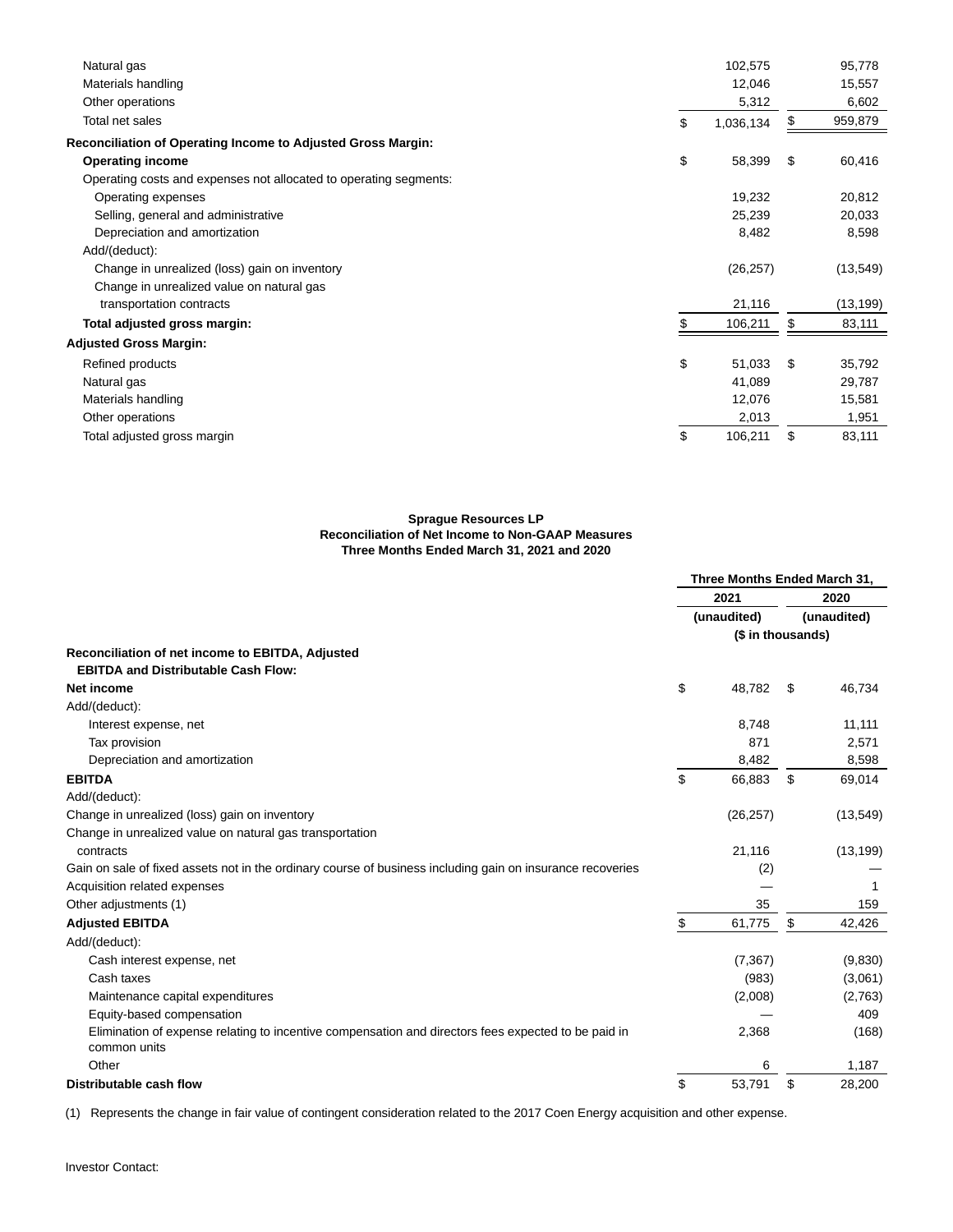| | 2021 | 2020 |
|---|---|---|
| Natural gas | 102,575 | 95,778 |
| Materials handling | 12,046 | 15,557 |
| Other operations | 5,312 | 6,602 |
| Total net sales | $ 1,036,134 | $ 959,879 |
| **Reconciliation of Operating Income to Adjusted Gross Margin:** | | |
| **Operating income** | $ 58,399 | $ 60,416 |
| Operating costs and expenses not allocated to operating segments: | | |
| Operating expenses | 19,232 | 20,812 |
| Selling, general and administrative | 25,239 | 20,033 |
| Depreciation and amortization | 8,482 | 8,598 |
| Add/(deduct): | | |
| Change in unrealized (loss) gain on inventory | (26,257) | (13,549) |
| Change in unrealized value on natural gas transportation contracts | 21,116 | (13,199) |
| **Total adjusted gross margin:** | $ 106,211 | $ 83,111 |
| **Adjusted Gross Margin:** | | |
| Refined products | $ 51,033 | $ 35,792 |
| Natural gas | 41,089 | 29,787 |
| Materials handling | 12,076 | 15,581 |
| Other operations | 2,013 | 1,951 |
| Total adjusted gross margin | $ 106,211 | $ 83,111 |

**Sprague Resources LP**
**Reconciliation of Net Income to Non-GAAP Measures**
**Three Months Ended March 31, 2021 and 2020**

| | Three Months Ended March 31, | |
|---|---|---|
| | 2021 | 2020 |
| | (unaudited) | (unaudited) |
| | ($ in thousands) | |
| **Reconciliation of net income to EBITDA, Adjusted EBITDA and Distributable Cash Flow:** | | |
| **Net income** | $ 48,782 | $ 46,734 |
| Add/(deduct): | | |
| Interest expense, net | 8,748 | 11,111 |
| Tax provision | 871 | 2,571 |
| Depreciation and amortization | 8,482 | 8,598 |
| **EBITDA** | $ 66,883 | $ 69,014 |
| Add/(deduct): | | |
| Change in unrealized (loss) gain on inventory | (26,257) | (13,549) |
| Change in unrealized value on natural gas transportation contracts | 21,116 | (13,199) |
| Gain on sale of fixed assets not in the ordinary course of business including gain on insurance recoveries | (2) | — |
| Acquisition related expenses | — | 1 |
| Other adjustments (1) | 35 | 159 |
| **Adjusted EBITDA** | $ 61,775 | $ 42,426 |
| Add/(deduct): | | |
| Cash interest expense, net | (7,367) | (9,830) |
| Cash taxes | (983) | (3,061) |
| Maintenance capital expenditures | (2,008) | (2,763) |
| Equity-based compensation | — | 409 |
| Elimination of expense relating to incentive compensation and directors fees expected to be paid in common units | 2,368 | (168) |
| Other | 6 | 1,187 |
| **Distributable cash flow** | $ 53,791 | $ 28,200 |

(1) Represents the change in fair value of contingent consideration related to the 2017 Coen Energy acquisition and other expense.

Investor Contact: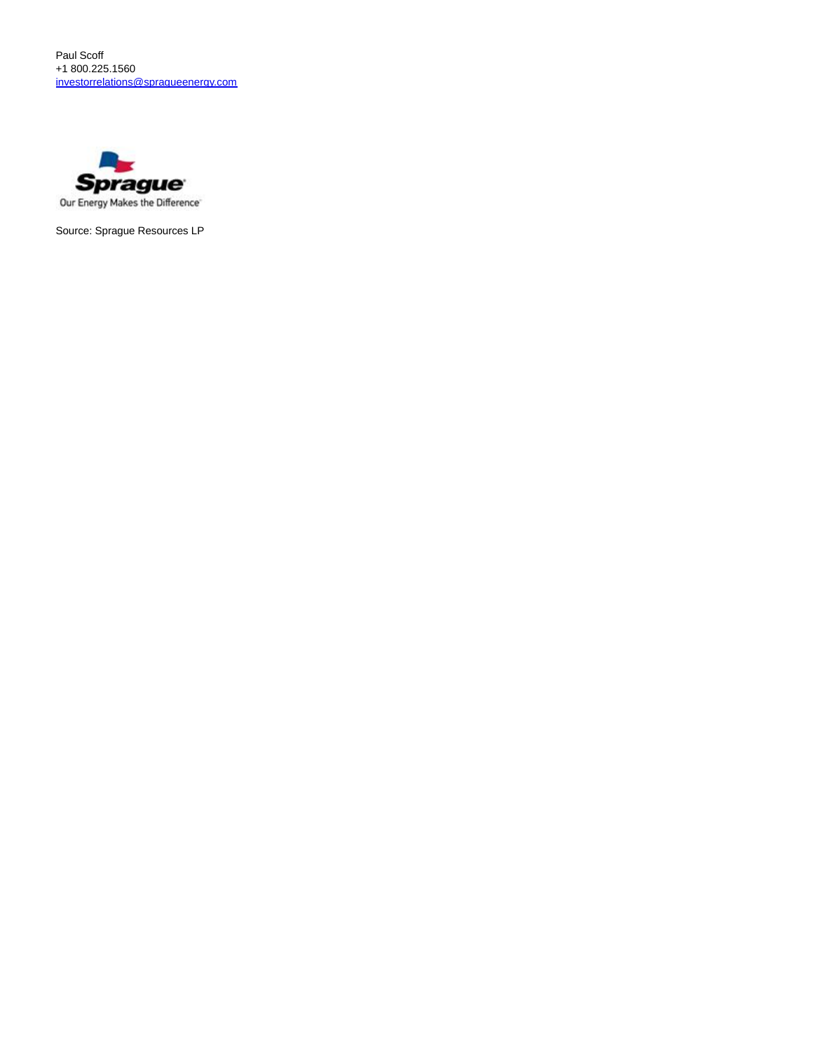Paul Scoff
+1 800.225.1560
investorrelations@spragueenergy.com

Source: Sprague Resources LP